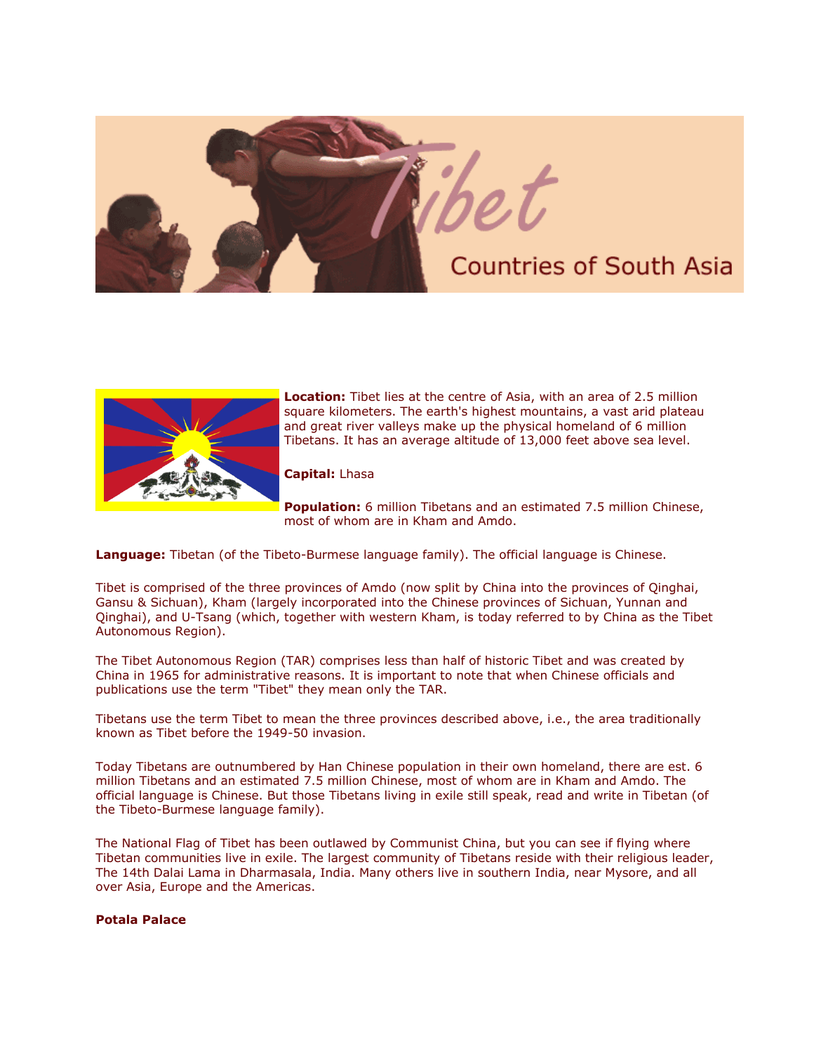# Tibet

## Countries of South Asia

**Location:** Tibet lies at the centre of Asia, with an area of 2.5 million square kilometers. The earth's highest mountains, a vast arid plateau and great river valleys make up the physical homeland of 6 million Tibetans. It has an average altitude of 13,000 feet above sea level.

**Capital:** Lhasa

**Population:** 6 million Tibetans and an estimated 7.5 million Chinese, most of whom are in Kham and Amdo.

**Language:** Tibetan (of the Tibeto-Burmese language family). The official language is Chinese.

Tibet is comprised of the three provinces of Amdo (now split by China into the provinces of Qinghai, Gansu & Sichuan), Kham (largely incorporated into the Chinese provinces of Sichuan, Yunnan and Qinghai), and U-Tsang (which, together with western Kham, is today referred to by China as the Tibet Autonomous Region).

The Tibet Autonomous Region (TAR) comprises less than half of historic Tibet and was created by China in 1965 for administrative reasons. It is important to note that when Chinese officials and publications use the term "Tibet" they mean only the TAR.

Tibetans use the term Tibet to mean the three provinces described above, i.e., the area traditionally known as Tibet before the 1949-50 invasion.

Today Tibetans are outnumbered by Han Chinese population in their own homeland, there are est. 6 million Tibetans and an estimated 7.5 million Chinese, most of whom are in Kham and Amdo. The official language is Chinese. But those Tibetans living in exile still speak, read and write in Tibetan (of the Tibeto-Burmese language family).

The National Flag of Tibet has been outlawed by Communist China, but you can see if flying where Tibetan communities live in exile. The largest community of Tibetans reside with their religious leader, The 14th Dalai Lama in Dharmasala, India. Many others live in southern India, near Mysore, and all over Asia, Europe and the Americas.

**Potala Palace**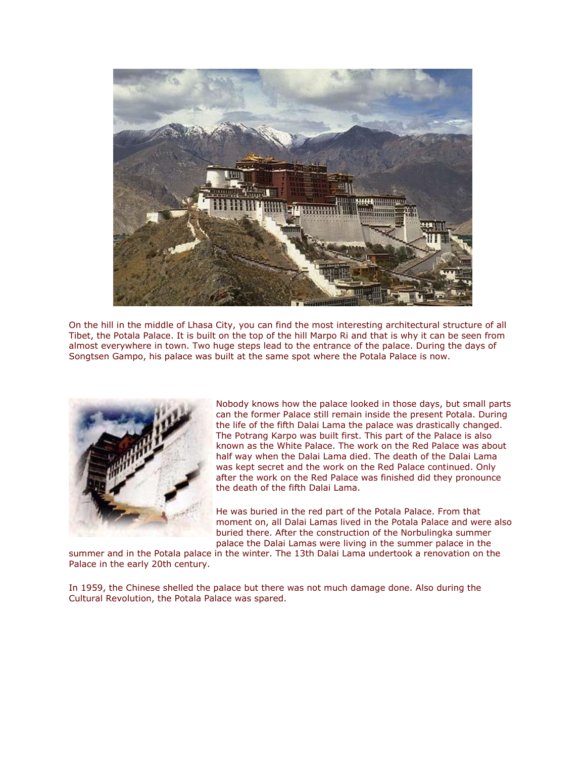On the hill in the middle of Lhasa City, you can find the most interesting architectural structure of all Tibet, the Potala Palace. It is built on the top of the hill Marpo Ri and that is why it can be seen from almost everywhere in town. Two huge steps lead to the entrance of the palace. During the days of Songtsen Gampo, his palace was built at the same spot where the Potala Palace is now.

Nobody knows how the palace looked in those days, but small parts can the former Palace still remain inside the present Potala. During the life of the fifth Dalai Lama the palace was drastically changed. The Potrang Karpo was built first. This part of the Palace is also known as the White Palace. The work on the Red Palace was about half way when the Dalai Lama died. The death of the Dalai Lama was kept secret and the work on the Red Palace continued. Only after the work on the Red Palace was finished did they pronounce the death of the fifth Dalai Lama.

He was buried in the red part of the Potala Palace. From that moment on, all Dalai Lamas lived in the Potala Palace and were also buried there. After the construction of the Norbulingka summer palace the Dalai Lamas were living in the summer palace in the summer and in the Potala palace in the winter. The 13th Dalai Lama undertook a renovation on the Palace in the early 20th century.

In 1959, the Chinese shelled the palace but there was not much damage done. Also during the Cultural Revolution, the Potala Palace was spared.